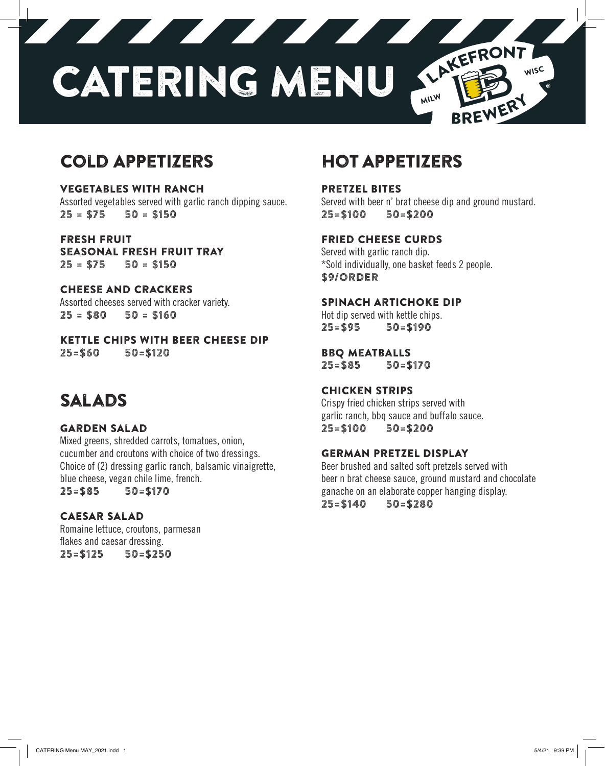# CATERING MENU

LAKEFRONT BREWERY MILW WISC

## COLD APPETIZERS

### VEGETABLES WITH RANCH

Assorted vegetables served with garlic ranch dipping sauce.

**25 = $75 50 = $150**

### FRESH FRUIT
### SEASONAL FRESH FRUIT TRAY

**25 = $75 50 = $150**

### CHEESE AND CRACKERS

Assorted cheeses served with cracker variety.

**25 = $80 50 = $160**

### KETTLE CHIPS WITH BEER CHEESE DIP

**25=$60 50=$120**

## SALADS

### GARDEN SALAD

Mixed greens, shredded carrots, tomatoes, onion, cucumber and croutons with choice of two dressings. Choice of (2) dressing garlic ranch, balsamic vinaigrette, blue cheese, vegan chile lime, french.

**25=$85 50=$170**

### CAESAR SALAD

Romaine lettuce, croutons, parmesan flakes and caesar dressing.

**25=$125 50=$250**

## HOT APPETIZERS

### PRETZEL BITES

Served with beer n' brat cheese dip and ground mustard.

**25=$100 50=$200**

### FRIED CHEESE CURDS

Served with garlic ranch dip.
*Sold individually, one basket feeds 2 people.

**$9/ORDER**

### SPINACH ARTICHOKE DIP

Hot dip served with kettle chips.

**25=$95 50=$190**

### BBQ MEATBALLS

**25=$85 50=$170**

### CHICKEN STRIPS

Crispy fried chicken strips served with garlic ranch, bbq sauce and buffalo sauce.

**25=$100 50=$200**

### GERMAN PRETZEL DISPLAY

Beer brushed and salted soft pretzels served with beer n brat cheese sauce, ground mustard and chocolate ganache on an elaborate copper hanging display.

**25=$140 50=$280**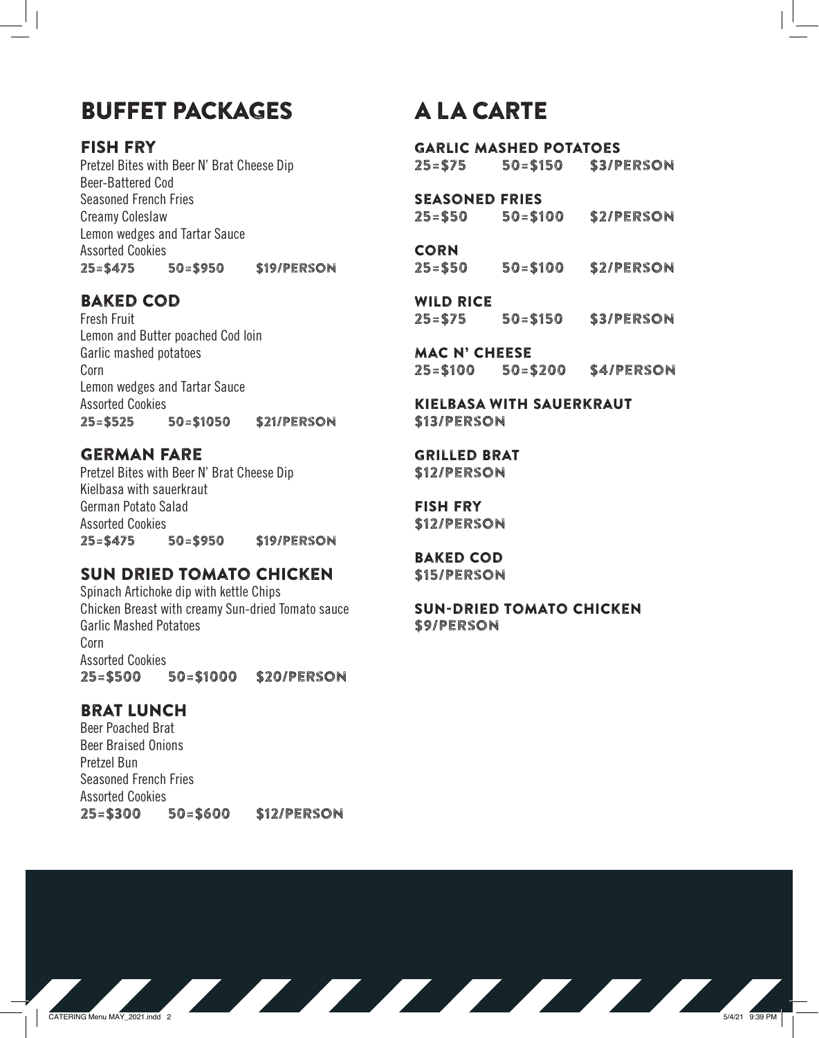# BUFFET PACKAGES

## FISH FRY

Pretzel Bites with Beer N' Brat Cheese Dip
Beer-Battered Cod
Seasoned French Fries
Creamy Coleslaw
Lemon wedges and Tartar Sauce
Assorted Cookies

**25=$475 50=$950 $19/PERSON**

## BAKED COD

Fresh Fruit
Lemon and Butter poached Cod loin
Garlic mashed potatoes
Corn
Lemon wedges and Tartar Sauce
Assorted Cookies

**25=$525 50=$1050 $21/PERSON**

## GERMAN FARE

Pretzel Bites with Beer N' Brat Cheese Dip
Kielbasa with sauerkraut
German Potato Salad
Assorted Cookies

**25=$475 50=$950 $19/PERSON**

## SUN DRIED TOMATO CHICKEN

Spinach Artichoke dip with kettle Chips
Chicken Breast with creamy Sun-dried Tomato sauce
Garlic Mashed Potatoes
Corn
Assorted Cookies

**25=$500 50=$1000 $20/PERSON**

## BRAT LUNCH

Beer Poached Brat
Beer Braised Onions
Pretzel Bun
Seasoned French Fries
Assorted Cookies

**25=$300 50=$600 $12/PERSON**

# A LA CARTE

## GARLIC MASHED POTATOES

**25=$75 50=$150 $3/PERSON**

## SEASONED FRIES

**25=$50 50=$100 $2/PERSON**

## CORN

**25=$50 50=$100 $2/PERSON**

## WILD RICE

**25=$75 50=$150 $3/PERSON**

## MAC N' CHEESE

**25=$100 50=$200 $4/PERSON**

## KIELBASA WITH SAUERKRAUT

**$13/PERSON**

## GRILLED BRAT

**$12/PERSON**

## FISH FRY

**$12/PERSON**

## BAKED COD

**$15/PERSON**

## SUN-DRIED TOMATO CHICKEN

**$9/PERSON**